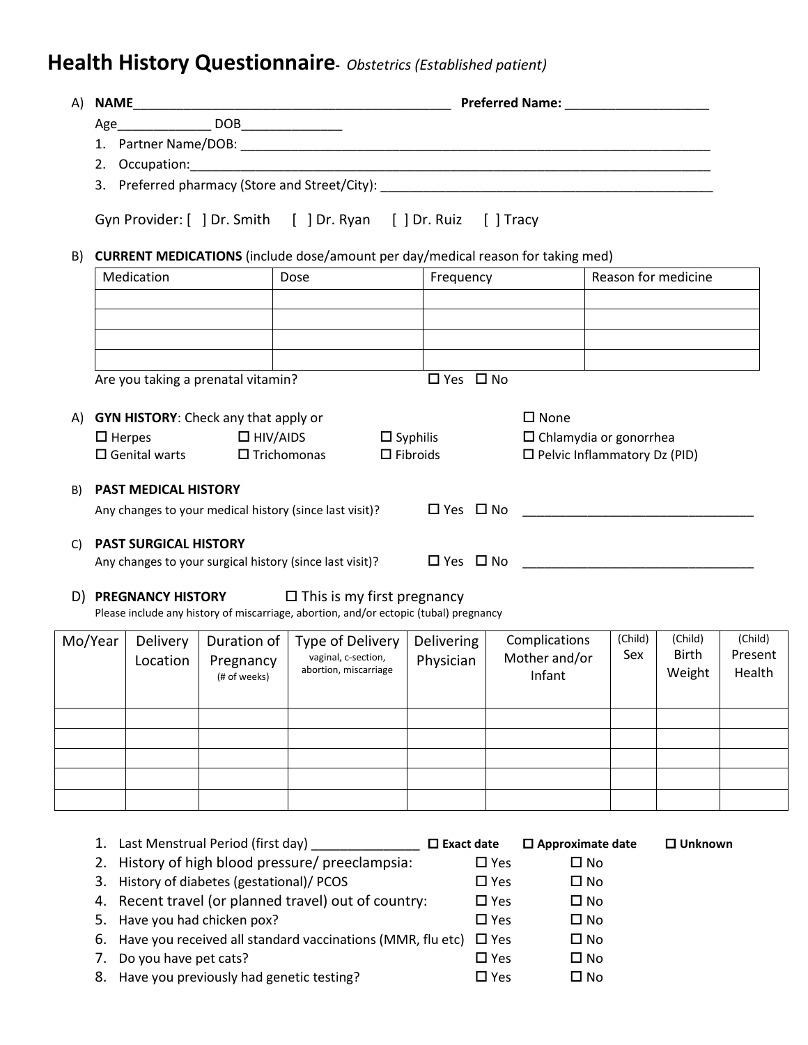# Health History Questionnaire- *Obstetrics (Established patient)*

A) **NAME**______________________________________________ **Preferred Name:** ____________________

Age_____________ DOB______________

1. Partner Name/DOB: ______________________________________________________________________
2. Occupation:____________________________________________________________________________
3. Preferred pharmacy (Store and Street/City): _______________________________________________

Gyn Provider: [ ] Dr. Smith [ ] Dr. Ryan [ ] Dr. Ruiz [ ] Tracy

B) **CURRENT MEDICATIONS** (include dose/amount per day/medical reason for taking med)

| Medication | Dose | Frequency | Reason for medicine |
|---|---|---|---|
| | | | |
| | | | |
| | | | |
| | | | |

Are you taking a prenatal vitamin? ☐ Yes ☐ No

A) **GYN HISTORY**: Check any that apply or ☐ None

☐ Herpes ☐ HIV/AIDS ☐ Syphilis ☐ Chlamydia or gonorrhea

☐ Genital warts ☐ Trichomonas ☐ Fibroids ☐ Pelvic Inflammatory Dz (PID)

B) **PAST MEDICAL HISTORY**

Any changes to your medical history (since last visit)? ☐ Yes ☐ No _________________________________

C) **PAST SURGICAL HISTORY**

Any changes to your surgical history (since last visit)? ☐ Yes ☐ No _________________________________

D) **PREGNANCY HISTORY** ☐ This is my first pregnancy

Please include any history of miscarriage, abortion, and/or ectopic (tubal) pregnancy

| Mo/Year | Delivery Location | Duration of Pregnancy (# of weeks) | Type of Delivery vaginal, c-section, abortion, miscarriage | Delivering Physician | Complications Mother and/or Infant | (Child) Sex | (Child) Birth Weight | (Child) Present Health |
|---|---|---|---|---|---|---|---|---|
| | | | | | | | | |
| | | | | | | | | |
| | | | | | | | | |
| | | | | | | | | |
| | | | | | | | | |

1. Last Menstrual Period (first day) _______________ ☐ **Exact date** ☐ **Approximate date** ☐ **Unknown**
2. History of high blood pressure/ preeclampsia: ☐ Yes ☐ No
3. History of diabetes (gestational)/ PCOS ☐ Yes ☐ No
4. Recent travel (or planned travel) out of country: ☐ Yes ☐ No
5. Have you had chicken pox? ☐ Yes ☐ No
6. Have you received all standard vaccinations (MMR, flu etc) ☐ Yes ☐ No
7. Do you have pet cats? ☐ Yes ☐ No
8. Have you previously had genetic testing? ☐ Yes ☐ No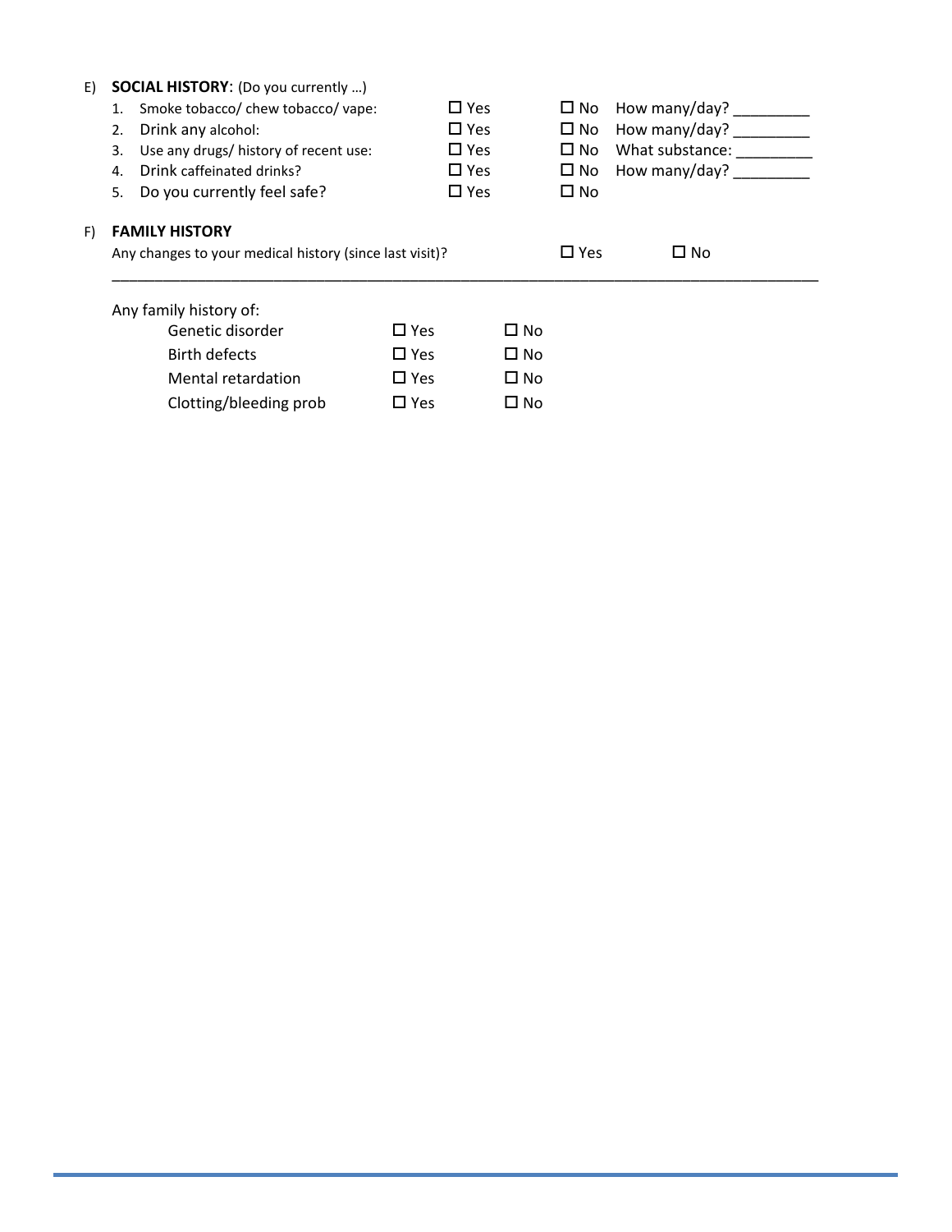E) **SOCIAL HISTORY**: (Do you currently …)

1. Smoke tobacco/ chew tobacco/ vape: ☐ Yes ☐ No How many/day? _________
2. Drink any alcohol: ☐ Yes ☐ No How many/day? _________
3. Use any drugs/ history of recent use: ☐ Yes ☐ No What substance: _________
4. Drink caffeinated drinks? ☐ Yes ☐ No How many/day? _________
5. Do you currently feel safe? ☐ Yes ☐ No

F) **FAMILY HISTORY**

Any changes to your medical history (since last visit)? ☐ Yes ☐ No

_____________________________________________________________________________________

Any family history of:

| | | |
|---|---|---|
| Genetic disorder | ☐ Yes | ☐ No |
| Birth defects | ☐ Yes | ☐ No |
| Mental retardation | ☐ Yes | ☐ No |
| Clotting/bleeding prob | ☐ Yes | ☐ No |